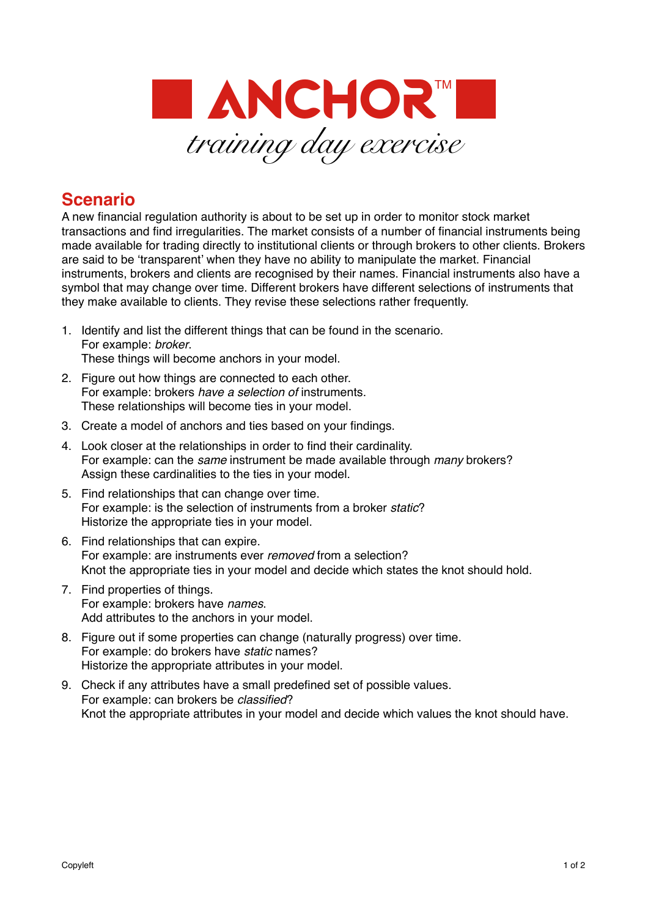# ANCHOR™

*training day exercise*

## Scenario

A new financial regulation authority is about to be set up in order to monitor stock market transactions and find irregularities. The market consists of a number of financial instruments being made available for trading directly to institutional clients or through brokers to other clients. Brokers are said to be 'transparent' when they have no ability to manipulate the market. Financial instruments, brokers and clients are recognised by their names. Financial instruments also have a symbol that may change over time. Different brokers have different selections of instruments that they make available to clients. They revise these selections rather frequently.

1. Identify and list the different things that can be found in the scenario.
   For example: *broker*.
   These things will become anchors in your model.
2. Figure out how things are connected to each other.
   For example: brokers *have a selection of* instruments.
   These relationships will become ties in your model.
3. Create a model of anchors and ties based on your findings.
4. Look closer at the relationships in order to find their cardinality.
   For example: can the *same* instrument be made available through *many* brokers?
   Assign these cardinalities to the ties in your model.
5. Find relationships that can change over time.
   For example: is the selection of instruments from a broker *static*?
   Historize the appropriate ties in your model.
6. Find relationships that can expire.
   For example: are instruments ever *removed* from a selection?
   Knot the appropriate ties in your model and decide which states the knot should hold.
7. Find properties of things.
   For example: brokers have *names*.
   Add attributes to the anchors in your model.
8. Figure out if some properties can change (naturally progress) over time.
   For example: do brokers have *static* names?
   Historize the appropriate attributes in your model.
9. Check if any attributes have a small predefined set of possible values.
   For example: can brokers be *classified*?
   Knot the appropriate attributes in your model and decide which values the knot should have.

Copyleft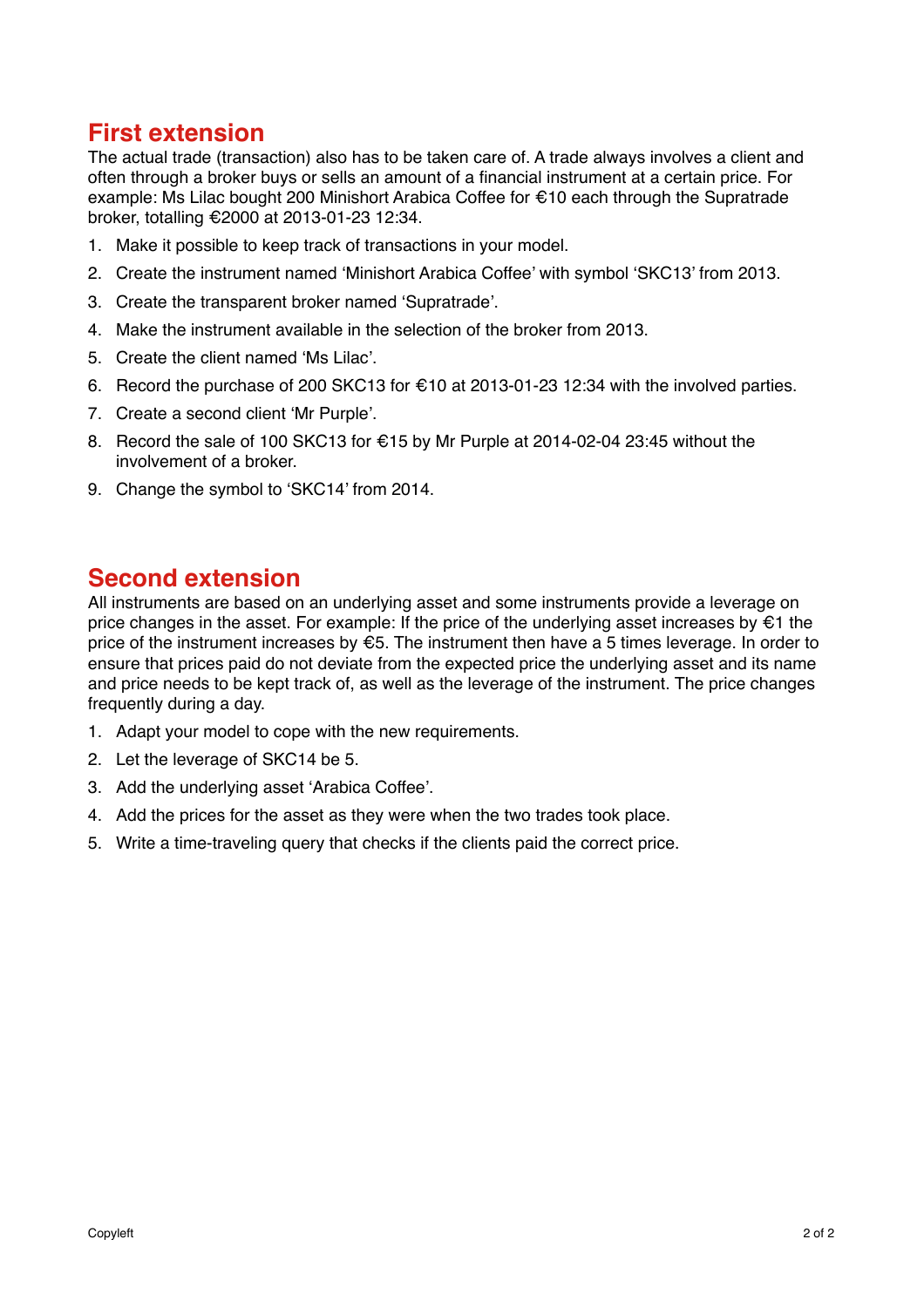## First extension

The actual trade (transaction) also has to be taken care of. A trade always involves a client and often through a broker buys or sells an amount of a financial instrument at a certain price. For example: Ms Lilac bought 200 Minishort Arabica Coffee for €10 each through the Supratrade broker, totalling €2000 at 2013-01-23 12:34.

1. Make it possible to keep track of transactions in your model.
2. Create the instrument named 'Minishort Arabica Coffee' with symbol 'SKC13' from 2013.
3. Create the transparent broker named 'Supratrade'.
4. Make the instrument available in the selection of the broker from 2013.
5. Create the client named 'Ms Lilac'.
6. Record the purchase of 200 SKC13 for €10 at 2013-01-23 12:34 with the involved parties.
7. Create a second client 'Mr Purple'.
8. Record the sale of 100 SKC13 for €15 by Mr Purple at 2014-02-04 23:45 without the involvement of a broker.
9. Change the symbol to 'SKC14' from 2014.

## Second extension

All instruments are based on an underlying asset and some instruments provide a leverage on price changes in the asset. For example: If the price of the underlying asset increases by €1 the price of the instrument increases by €5. The instrument then have a 5 times leverage. In order to ensure that prices paid do not deviate from the expected price the underlying asset and its name and price needs to be kept track of, as well as the leverage of the instrument. The price changes frequently during a day.

1. Adapt your model to cope with the new requirements.
2. Let the leverage of SKC14 be 5.
3. Add the underlying asset 'Arabica Coffee'.
4. Add the prices for the asset as they were when the two trades took place.
5. Write a time-traveling query that checks if the clients paid the correct price.

Copyleft